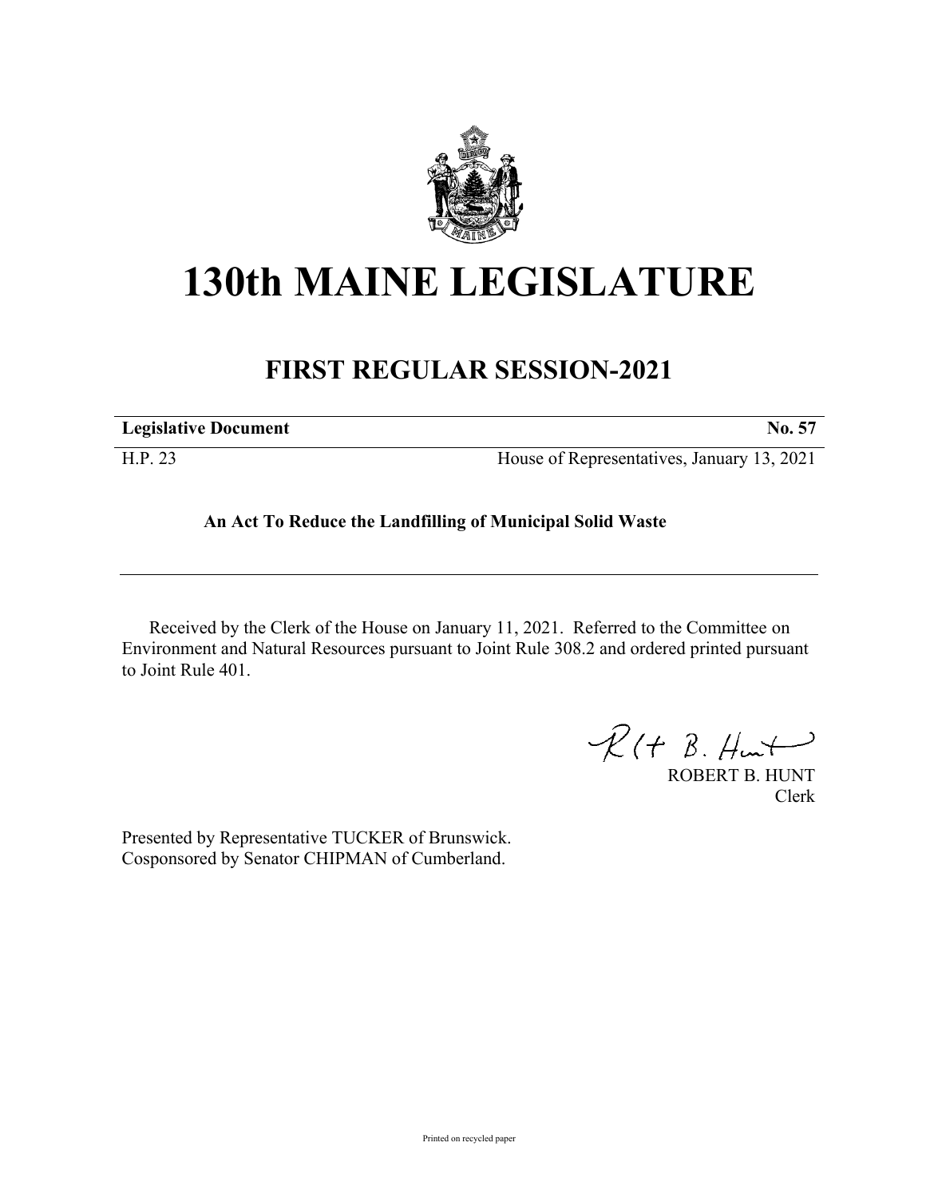# 130th MAINE LEGISLATURE

## FIRST REGULAR SESSION-2021

| **Legislative Document** | **No. 57** |
| --- | --- |
| H.P. 23 | House of Representatives, January 13, 2021 |

**An Act To Reduce the Landfilling of Municipal Solid Waste**

Received by the Clerk of the House on January 11, 2021. Referred to the Committee on Environment and Natural Resources pursuant to Joint Rule 308.2 and ordered printed pursuant to Joint Rule 401.

ROBERT B. HUNT
Clerk

Presented by Representative TUCKER of Brunswick.
Cosponsored by Senator CHIPMAN of Cumberland.

Printed on recycled paper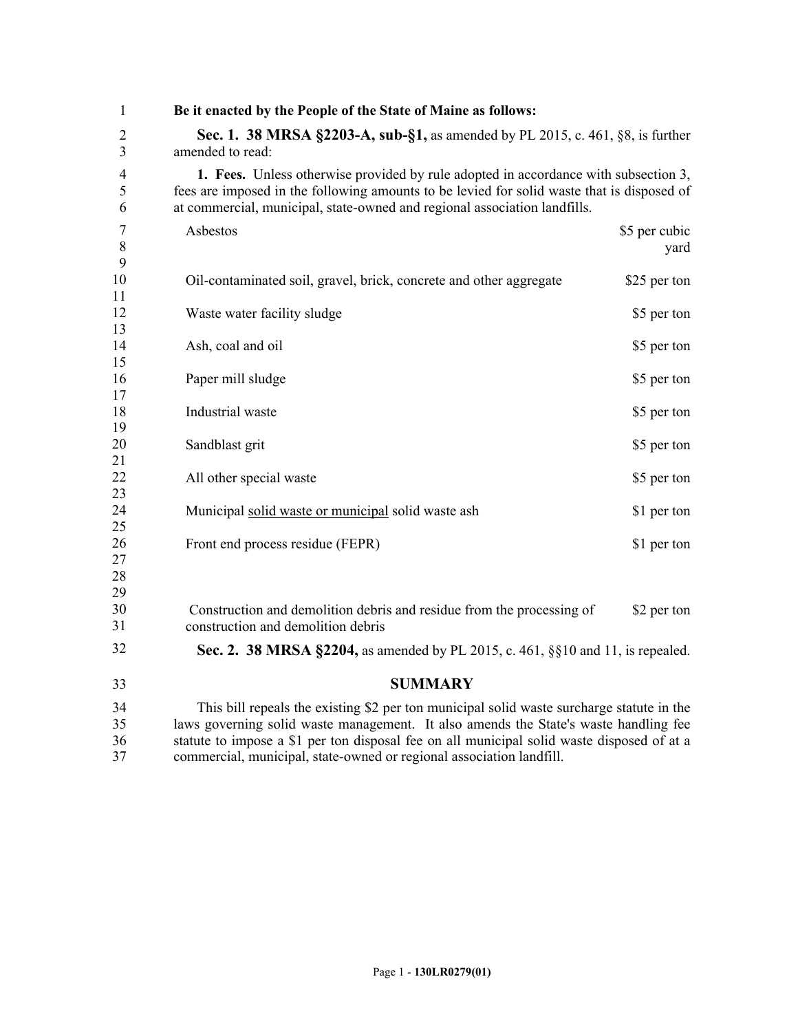**Be it enacted by the People of the State of Maine as follows:**

**Sec. 1. 38 MRSA §2203-A, sub-§1,** as amended by PL 2015, c. 461, §8, is further amended to read:

**1. Fees.** Unless otherwise provided by rule adopted in accordance with subsection 3, fees are imposed in the following amounts to be levied for solid waste that is disposed of at commercial, municipal, state-owned and regional association landfills.

| | |
|---|---|
| Asbestos | $5 per cubic yard |
| Oil-contaminated soil, gravel, brick, concrete and other aggregate | $25 per ton |
| Waste water facility sludge | $5 per ton |
| Ash, coal and oil | $5 per ton |
| Paper mill sludge | $5 per ton |
| Industrial waste | $5 per ton |
| Sandblast grit | $5 per ton |
| All other special waste | $5 per ton |
| Municipal solid waste or municipal solid waste ash | $1 per ton |
| Front end process residue (FEPR) | $1 per ton |
| Construction and demolition debris and residue from the processing of construction and demolition debris | $2 per ton |

**Sec. 2. 38 MRSA §2204,** as amended by PL 2015, c. 461, §§10 and 11, is repealed.

## SUMMARY

This bill repeals the existing $2 per ton municipal solid waste surcharge statute in the laws governing solid waste management. It also amends the State's waste handling fee statute to impose a $1 per ton disposal fee on all municipal solid waste disposed of at a commercial, municipal, state-owned or regional association landfill.